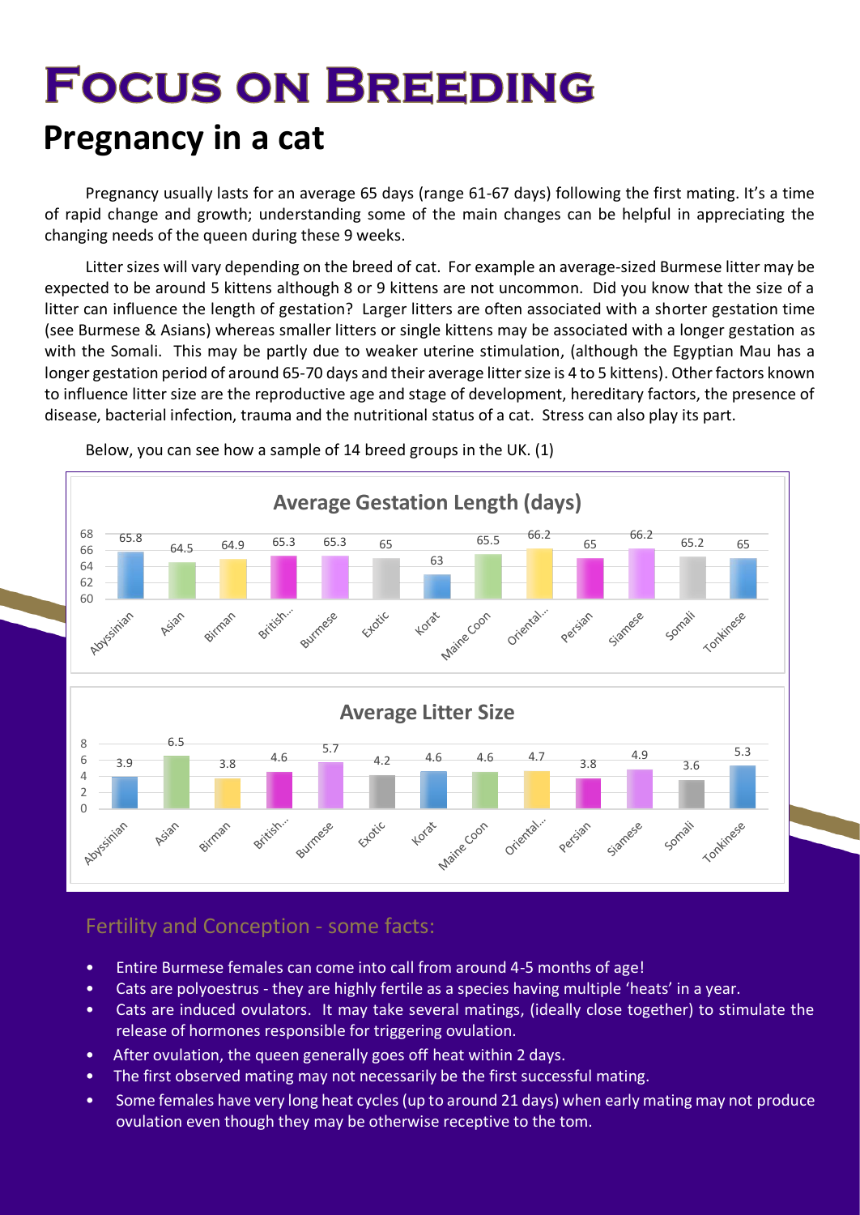# Focus on Breeding

## Pregnancy in a cat

Pregnancy usually lasts for an average 65 days (range 61-67 days) following the first mating. It's a time of rapid change and growth; understanding some of the main changes can be helpful in appreciating the changing needs of the queen during these 9 weeks.

Litter sizes will vary depending on the breed of cat. For example an average-sized Burmese litter may be expected to be around 5 kittens although 8 or 9 kittens are not uncommon. Did you know that the size of a litter can influence the length of gestation? Larger litters are often associated with a shorter gestation time (see Burmese & Asians) whereas smaller litters or single kittens may be associated with a longer gestation as with the Somali. This may be partly due to weaker uterine stimulation, (although the Egyptian Mau has a longer gestation period of around 65-70 days and their average litter size is 4 to 5 kittens). Other factors known to influence litter size are the reproductive age and stage of development, hereditary factors, the presence of disease, bacterial infection, trauma and the nutritional status of a cat. Stress can also play its part.

Below, you can see how a sample of 14 breed groups in the UK. (1)

**Average Gestation Length (days)**

| Abyssinian | Asian | Birman | British... | Burmese | Exotic | Korat | Maine Coon | Oriental... | Persian | Siamese | Somali | Tonkinese |
|---|---|---|---|---|---|---|---|---|---|---|---|---|
| 65.8 | 64.5 | 64.9 | 65.3 | 65.3 | 65 | 63 | 65.5 | 66.2 | 65 | 66.2 | 65.2 | 65 |

**Average Litter Size**

| Abyssinian | Asian | Birman | British... | Burmese | Exotic | Korat | Maine Coon | Oriental... | Persian | Siamese | Somali | Tonkinese |
|---|---|---|---|---|---|---|---|---|---|---|---|---|
| 3.9 | 6.5 | 3.8 | 4.6 | 5.7 | 4.2 | 4.6 | 4.6 | 4.7 | 3.8 | 4.9 | 3.6 | 5.3 |

### Fertility and Conception - some facts:

- Entire Burmese females can come into call from around 4-5 months of age!
- Cats are polyoestrus - they are highly fertile as a species having multiple 'heats' in a year.
- Cats are induced ovulators. It may take several matings, (ideally close together) to stimulate the release of hormones responsible for triggering ovulation.
- After ovulation, the queen generally goes off heat within 2 days.
- The first observed mating may not necessarily be the first successful mating.
- Some females have very long heat cycles (up to around 21 days) when early mating may not produce ovulation even though they may be otherwise receptive to the tom.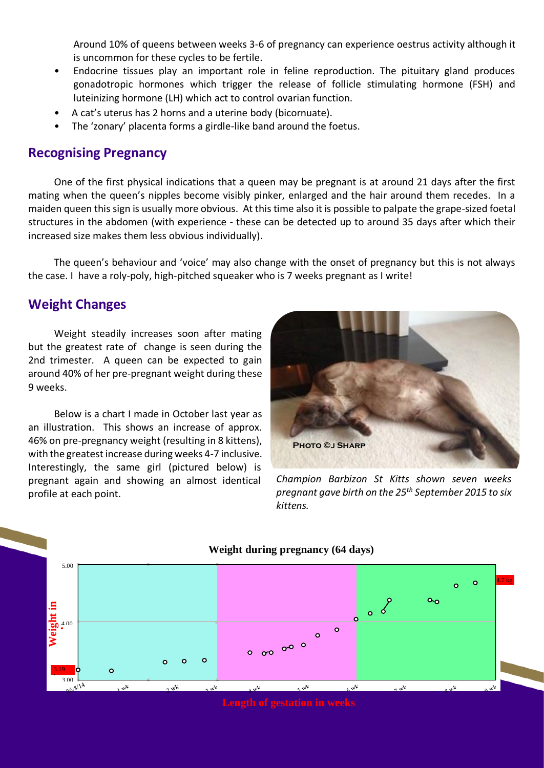Around 10% of queens between weeks 3-6 of pregnancy can experience oestrus activity although it is uncommon for these cycles to be fertile.

- Endocrine tissues play an important role in feline reproduction. The pituitary gland produces gonadotropic hormones which trigger the release of follicle stimulating hormone (FSH) and luteinizing hormone (LH) which act to control ovarian function.
- A cat's uterus has 2 horns and a uterine body (bicornuate).
- The 'zonary' placenta forms a girdle-like band around the foetus.

## Recognising Pregnancy

One of the first physical indications that a queen may be pregnant is at around 21 days after the first mating when the queen's nipples become visibly pinker, enlarged and the hair around them recedes. In a maiden queen this sign is usually more obvious. At this time also it is possible to palpate the grape-sized foetal structures in the abdomen (with experience - these can be detected up to around 35 days after which their increased size makes them less obvious individually).

The queen's behaviour and 'voice' may also change with the onset of pregnancy but this is not always the case. I have a roly-poly, high-pitched squeaker who is 7 weeks pregnant as I write!

## Weight Changes

Weight steadily increases soon after mating but the greatest rate of change is seen during the 2nd trimester. A queen can be expected to gain around 40% of her pre-pregnant weight during these 9 weeks.

Below is a chart I made in October last year as an illustration. This shows an increase of approx. 46% on pre-pregnancy weight (resulting in 8 kittens), with the greatest increase during weeks 4-7 inclusive. Interestingly, the same girl (pictured below) is pregnant again and showing an almost identical profile at each point.

PHOTO ©J SHARP

*Champion Barbizon St Kitts shown seven weeks pregnant gave birth on the 25th September 2015 to six kittens.*

**Weight during pregnancy (64 days)**

Weight in kg

3.19 — 4.7 kg

26/8/14, 1 wk, 2 wk, 3 wk, 4 wk, 5 wk, 6 wk, 7 wk, 8 wk, 9 wk

Length of gestation in weeks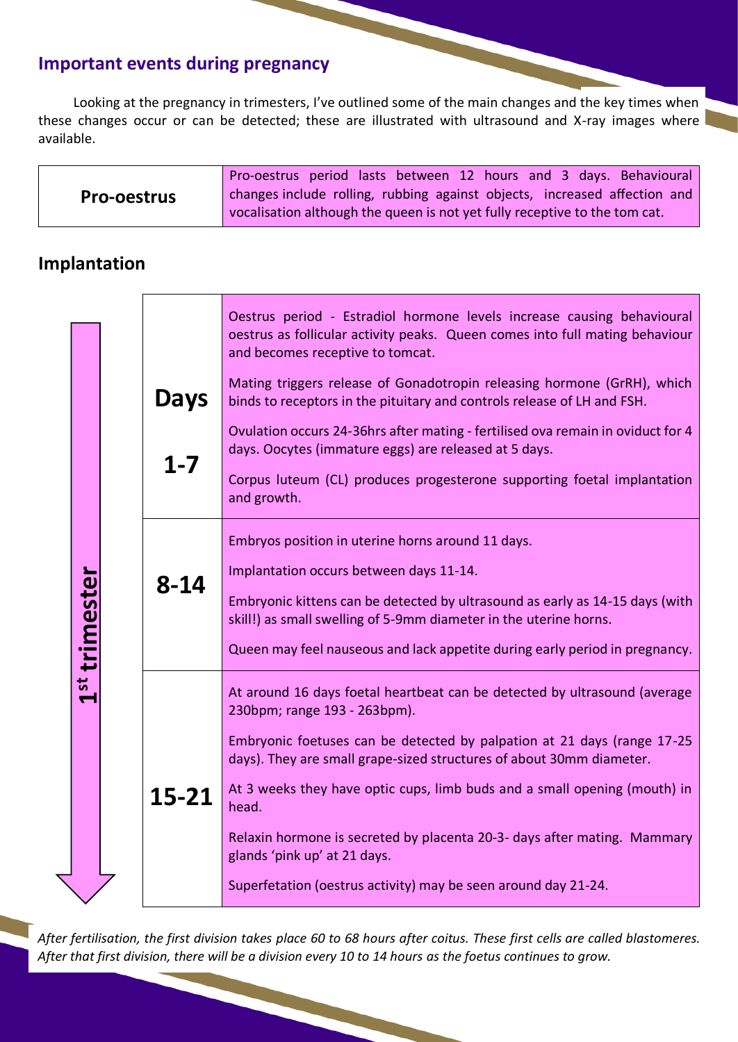## Important events during pregnancy

Looking at the pregnancy in trimesters, I've outlined some of the main changes and the key times when these changes occur or can be detected; these are illustrated with ultrasound and X-ray images where available.

| **Pro-oestrus** | Pro-oestrus period lasts between 12 hours and 3 days. Behavioural changes include rolling, rubbing against objects, increased affection and vocalisation although the queen is not yet fully receptive to the tom cat. |
|---|---|

## Implantation

| | Days | |
|---|---|---|
| **1st trimester** | **1-7** | Oestrus period - Estradiol hormone levels increase causing behavioural oestrus as follicular activity peaks. Queen comes into full mating behaviour and becomes receptive to tomcat.<br><br>Mating triggers release of Gonadotropin releasing hormone (GrRH), which binds to receptors in the pituitary and controls release of LH and FSH.<br><br>Ovulation occurs 24-36hrs after mating - fertilised ova remain in oviduct for 4 days. Oocytes (immature eggs) are released at 5 days.<br><br>Corpus luteum (CL) produces progesterone supporting foetal implantation and growth. |
| | **8-14** | Embryos position in uterine horns around 11 days.<br><br>Implantation occurs between days 11-14.<br><br>Embryonic kittens can be detected by ultrasound as early as 14-15 days (with skill!) as small swelling of 5-9mm diameter in the uterine horns.<br><br>Queen may feel nauseous and lack appetite during early period in pregnancy. |
| | **15-21** | At around 16 days foetal heartbeat can be detected by ultrasound (average 230bpm; range 193 - 263bpm).<br><br>Embryonic foetuses can be detected by palpation at 21 days (range 17-25 days). They are small grape-sized structures of about 30mm diameter.<br><br>At 3 weeks they have optic cups, limb buds and a small opening (mouth) in head.<br><br>Relaxin hormone is secreted by placenta 20-3- days after mating. Mammary glands 'pink up' at 21 days.<br><br>Superfetation (oestrus activity) may be seen around day 21-24. |

*After fertilisation, the first division takes place 60 to 68 hours after coitus. These first cells are called blastomeres. After that first division, there will be a division every 10 to 14 hours as the foetus continues to grow.*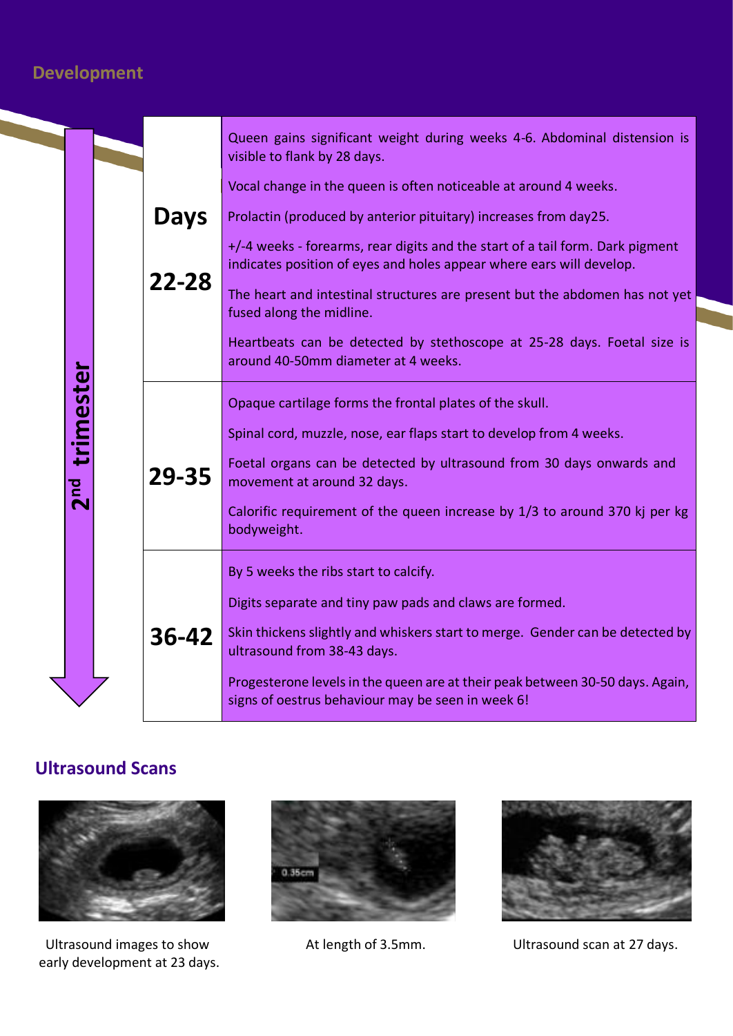## Development

**2nd trimester**

| Days | |
|---|---|
| **22-28** | Queen gains significant weight during weeks 4-6. Abdominal distension is visible to flank by 28 days.<br><br>Vocal change in the queen is often noticeable at around 4 weeks.<br><br>Prolactin (produced by anterior pituitary) increases from day25.<br><br>+/-4 weeks - forearms, rear digits and the start of a tail form. Dark pigment indicates position of eyes and holes appear where ears will develop.<br><br>The heart and intestinal structures are present but the abdomen has not yet fused along the midline.<br><br>Heartbeats can be detected by stethoscope at 25-28 days. Foetal size is around 40-50mm diameter at 4 weeks. |
| **29-35** | Opaque cartilage forms the frontal plates of the skull.<br><br>Spinal cord, muzzle, nose, ear flaps start to develop from 4 weeks.<br><br>Foetal organs can be detected by ultrasound from 30 days onwards and movement at around 32 days.<br><br>Calorific requirement of the queen increase by 1/3 to around 370 kj per kg bodyweight. |
| **36-42** | By 5 weeks the ribs start to calcify.<br><br>Digits separate and tiny paw pads and claws are formed.<br><br>Skin thickens slightly and whiskers start to merge. Gender can be detected by ultrasound from 38-43 days.<br><br>Progesterone levels in the queen are at their peak between 30-50 days. Again, signs of oestrus behaviour may be seen in week 6! |

## Ultrasound Scans

Ultrasound images to show early development at 23 days.

At length of 3.5mm.

Ultrasound scan at 27 days.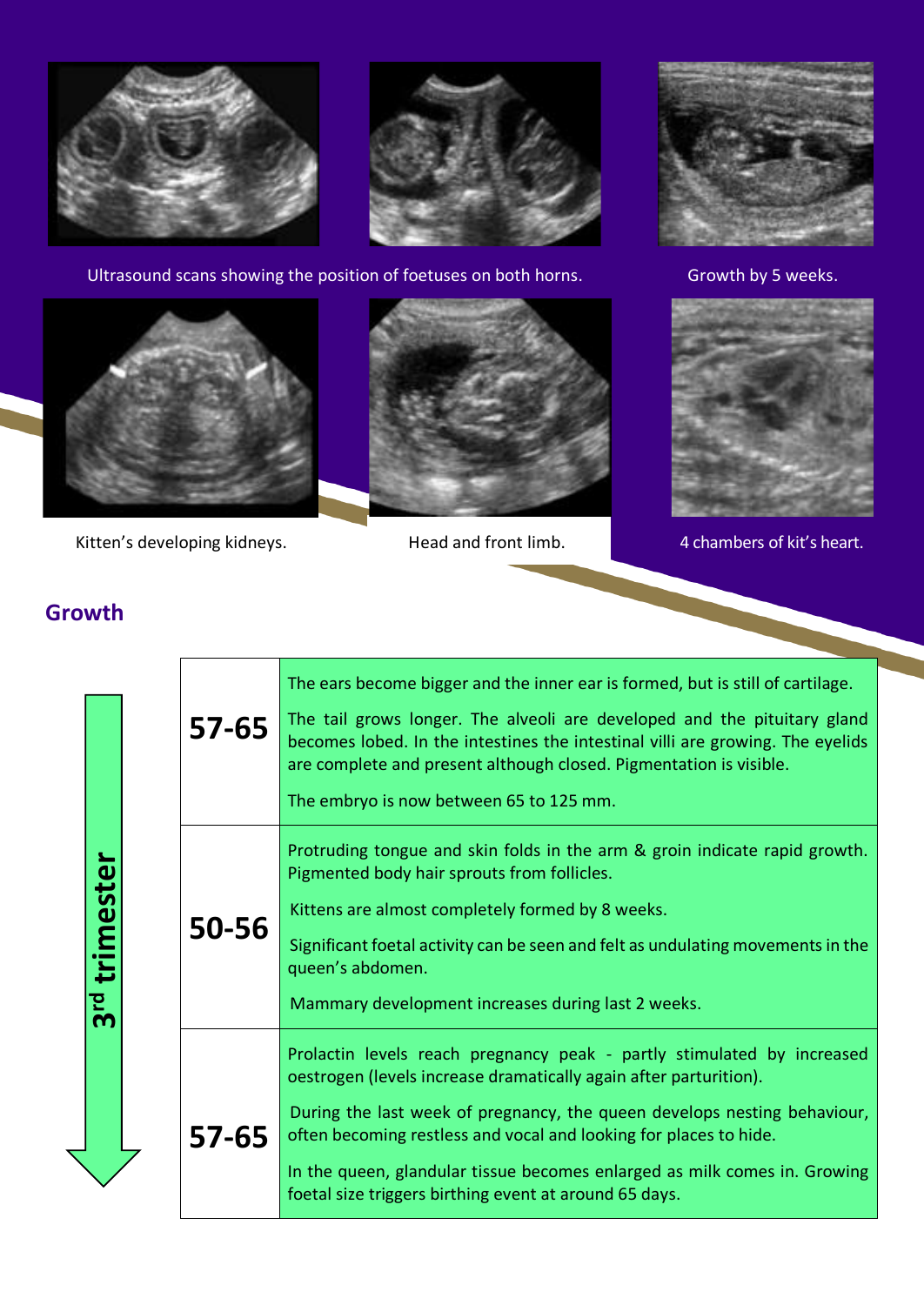Ultrasound scans showing the position of foetuses on both horns.

Growth by 5 weeks.

Kitten's developing kidneys.

Head and front limb.

4 chambers of kit's heart.

## Growth

**3rd trimester**

| | |
|---|---|
| **57-65** | The ears become bigger and the inner ear is formed, but is still of cartilage.<br><br>The tail grows longer. The alveoli are developed and the pituitary gland becomes lobed. In the intestines the intestinal villi are growing. The eyelids are complete and present although closed. Pigmentation is visible.<br><br>The embryo is now between 65 to 125 mm. |
| **50-56** | Protruding tongue and skin folds in the arm & groin indicate rapid growth. Pigmented body hair sprouts from follicles.<br><br>Kittens are almost completely formed by 8 weeks.<br><br>Significant foetal activity can be seen and felt as undulating movements in the queen's abdomen.<br><br>Mammary development increases during last 2 weeks. |
| **57-65** | Prolactin levels reach pregnancy peak - partly stimulated by increased oestrogen (levels increase dramatically again after parturition).<br><br>During the last week of pregnancy, the queen develops nesting behaviour, often becoming restless and vocal and looking for places to hide.<br><br>In the queen, glandular tissue becomes enlarged as milk comes in. Growing foetal size triggers birthing event at around 65 days. |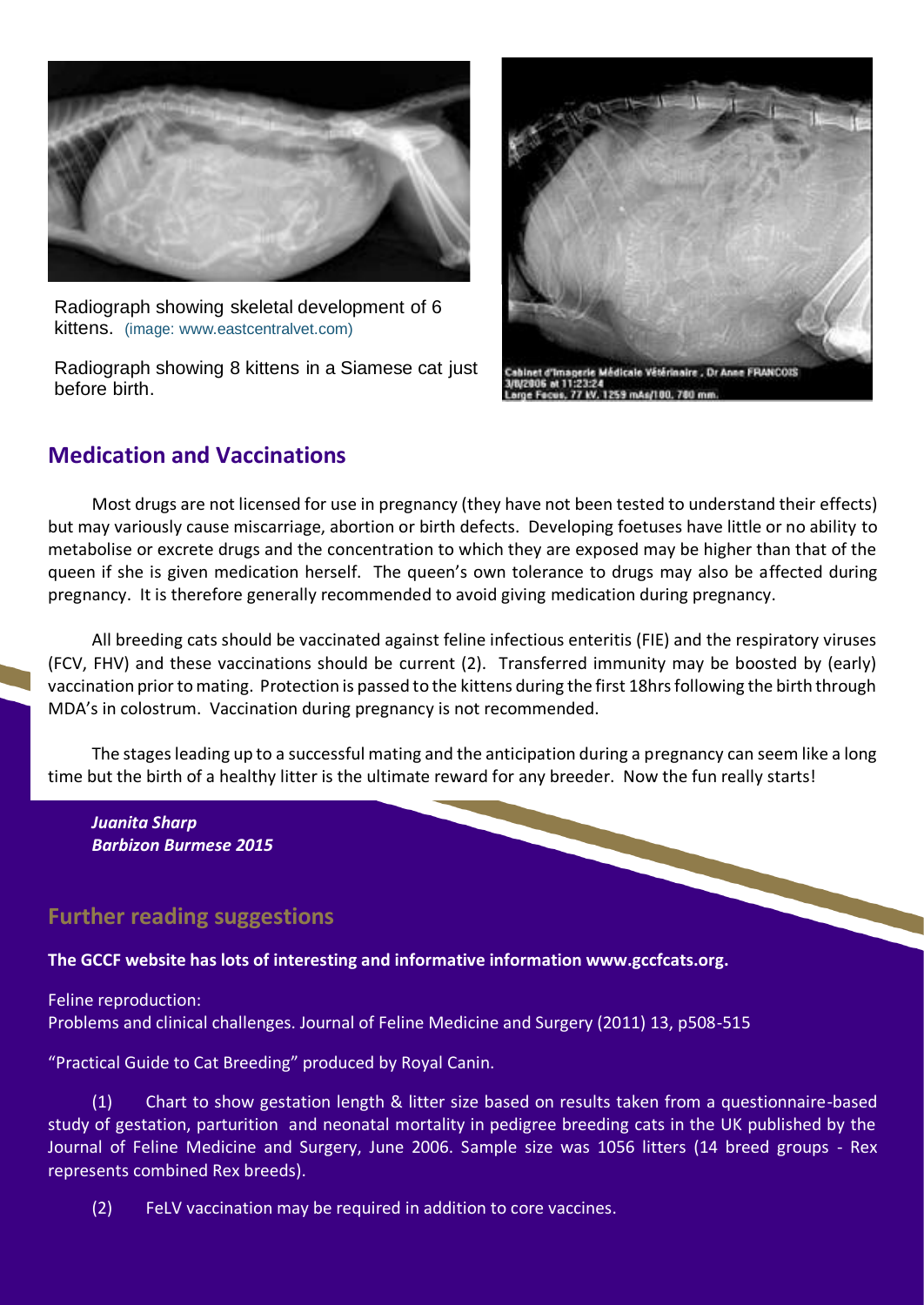Radiograph showing skeletal development of 6 kittens. (image: www.eastcentralvet.com)

Radiograph showing 8 kittens in a Siamese cat just before birth.

Cabinet d'Imagerie Médicale Vétérinaire , Dr Anne FRANCOIS
3/8/2006 at 11:23:24
Large Focus, 77 kV, 1259 mAs/100, 780 mm.

## Medication and Vaccinations

Most drugs are not licensed for use in pregnancy (they have not been tested to understand their effects) but may variously cause miscarriage, abortion or birth defects. Developing foetuses have little or no ability to metabolise or excrete drugs and the concentration to which they are exposed may be higher than that of the queen if she is given medication herself. The queen's own tolerance to drugs may also be affected during pregnancy. It is therefore generally recommended to avoid giving medication during pregnancy.

All breeding cats should be vaccinated against feline infectious enteritis (FIE) and the respiratory viruses (FCV, FHV) and these vaccinations should be current (2). Transferred immunity may be boosted by (early) vaccination prior to mating. Protection is passed to the kittens during the first 18hrs following the birth through MDA's in colostrum. Vaccination during pregnancy is not recommended.

The stages leading up to a successful mating and the anticipation during a pregnancy can seem like a long time but the birth of a healthy litter is the ultimate reward for any breeder. Now the fun really starts!

***Juanita Sharp***
***Barbizon Burmese 2015***

## Further reading suggestions

**The GCCF website has lots of interesting and informative information www.gccfcats.org.**

Feline reproduction:
Problems and clinical challenges. Journal of Feline Medicine and Surgery (2011) 13, p508-515

"Practical Guide to Cat Breeding" produced by Royal Canin.

(1) Chart to show gestation length & litter size based on results taken from a questionnaire-based study of gestation, parturition and neonatal mortality in pedigree breeding cats in the UK published by the Journal of Feline Medicine and Surgery, June 2006. Sample size was 1056 litters (14 breed groups - Rex represents combined Rex breeds).

(2) FeLV vaccination may be required in addition to core vaccines.